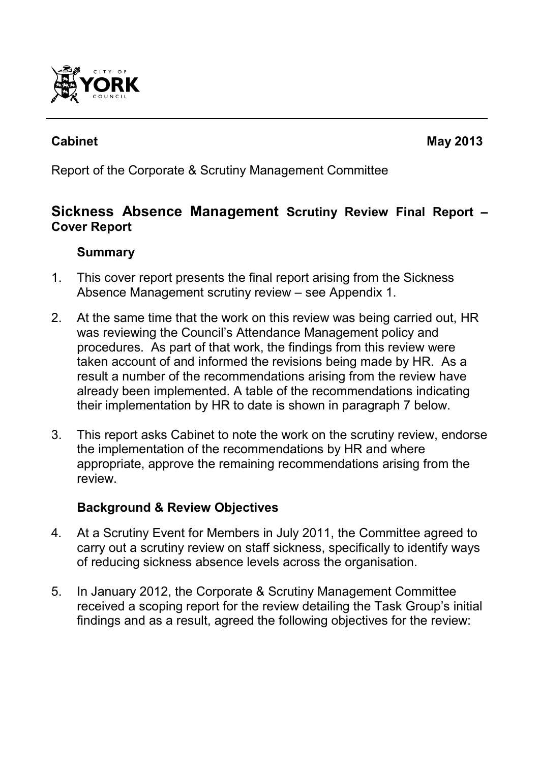CITY OF YORK COUNCIL

**Cabinet** **May 2013**

Report of the Corporate & Scrutiny Management Committee

## Sickness Absence Management Scrutiny Review Final Report – Cover Report

### Summary

1. This cover report presents the final report arising from the Sickness Absence Management scrutiny review – see Appendix 1.

2. At the same time that the work on this review was being carried out, HR was reviewing the Council's Attendance Management policy and procedures. As part of that work, the findings from this review were taken account of and informed the revisions being made by HR. As a result a number of the recommendations arising from the review have already been implemented. A table of the recommendations indicating their implementation by HR to date is shown in paragraph 7 below.

3. This report asks Cabinet to note the work on the scrutiny review, endorse the implementation of the recommendations by HR and where appropriate, approve the remaining recommendations arising from the review.

### Background & Review Objectives

4. At a Scrutiny Event for Members in July 2011, the Committee agreed to carry out a scrutiny review on staff sickness, specifically to identify ways of reducing sickness absence levels across the organisation.

5. In January 2012, the Corporate & Scrutiny Management Committee received a scoping report for the review detailing the Task Group's initial findings and as a result, agreed the following objectives for the review: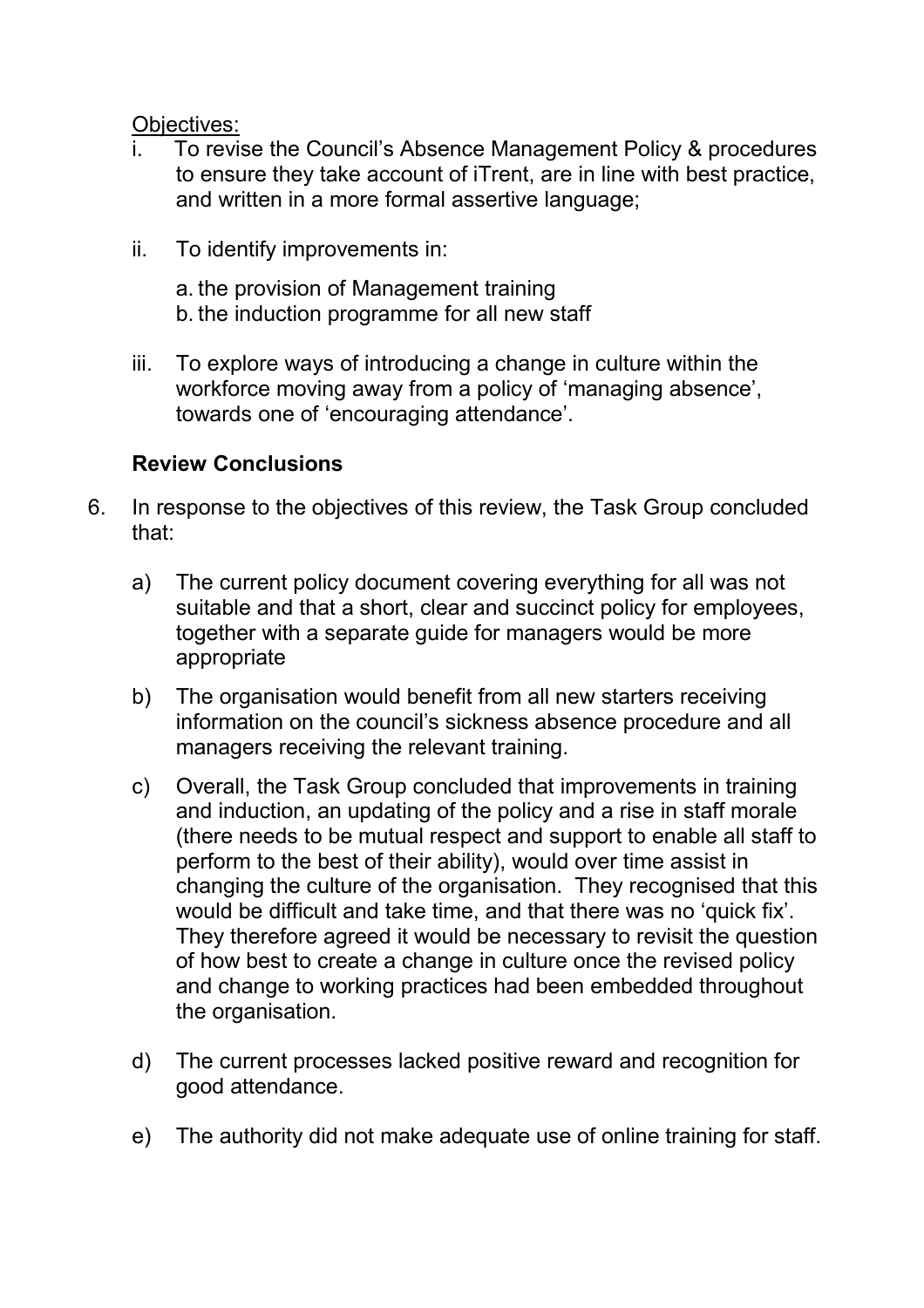<u>Objectives:</u>

i. To revise the Council's Absence Management Policy & procedures to ensure they take account of iTrent, are in line with best practice, and written in a more formal assertive language;

ii. To identify improvements in:

    a. the provision of Management training
    b. the induction programme for all new staff

iii. To explore ways of introducing a change in culture within the workforce moving away from a policy of 'managing absence', towards one of 'encouraging attendance'.

**Review Conclusions**

6. In response to the objectives of this review, the Task Group concluded that:

    a) The current policy document covering everything for all was not suitable and that a short, clear and succinct policy for employees, together with a separate guide for managers would be more appropriate

    b) The organisation would benefit from all new starters receiving information on the council's sickness absence procedure and all managers receiving the relevant training.

    c) Overall, the Task Group concluded that improvements in training and induction, an updating of the policy and a rise in staff morale (there needs to be mutual respect and support to enable all staff to perform to the best of their ability), would over time assist in changing the culture of the organisation. They recognised that this would be difficult and take time, and that there was no 'quick fix'. They therefore agreed it would be necessary to revisit the question of how best to create a change in culture once the revised policy and change to working practices had been embedded throughout the organisation.

    d) The current processes lacked positive reward and recognition for good attendance.

    e) The authority did not make adequate use of online training for staff.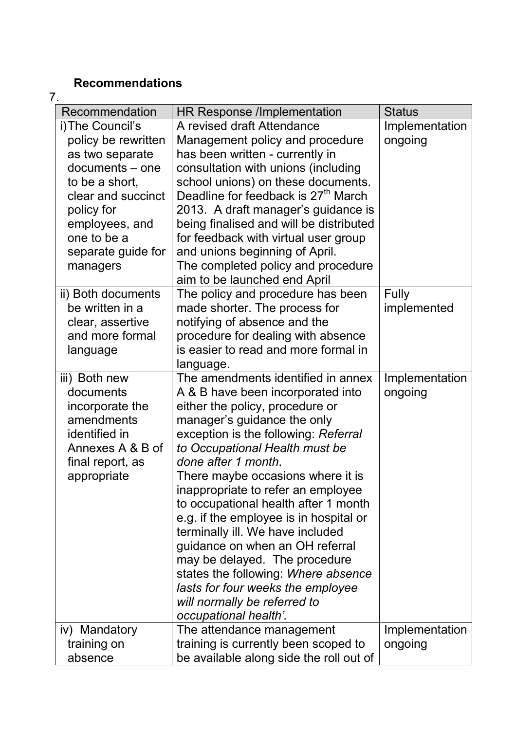**Recommendations**

7.

| Recommendation | HR Response /Implementation | Status |
|---|---|---|
| i) The Council's policy be rewritten as two separate documents – one to be a short, clear and succinct policy for employees, and one to be a separate guide for managers | A revised draft Attendance Management policy and procedure has been written - currently in consultation with unions (including school unions) on these documents. Deadline for feedback is 27th March 2013. A draft manager's guidance is being finalised and will be distributed for feedback with virtual user group and unions beginning of April. The completed policy and procedure aim to be launched end April | Implementation ongoing |
| ii) Both documents be written in a clear, assertive and more formal language | The policy and procedure has been made shorter. The process for notifying of absence and the procedure for dealing with absence is easier to read and more formal in language. | Fully implemented |
| iii) Both new documents incorporate the amendments identified in Annexes A & B of final report, as appropriate | The amendments identified in annex A & B have been incorporated into either the policy, procedure or manager's guidance the only exception is the following: *Referral to Occupational Health must be done after 1 month*. There maybe occasions where it is inappropriate to refer an employee to occupational health after 1 month e.g. if the employee is in hospital or terminally ill. We have included guidance on when an OH referral may be delayed. The procedure states the following: *Where absence lasts for four weeks the employee will normally be referred to occupational health'.* | Implementation ongoing |
| iv) Mandatory training on absence | The attendance management training is currently been scoped to be available along side the roll out of | Implementation ongoing |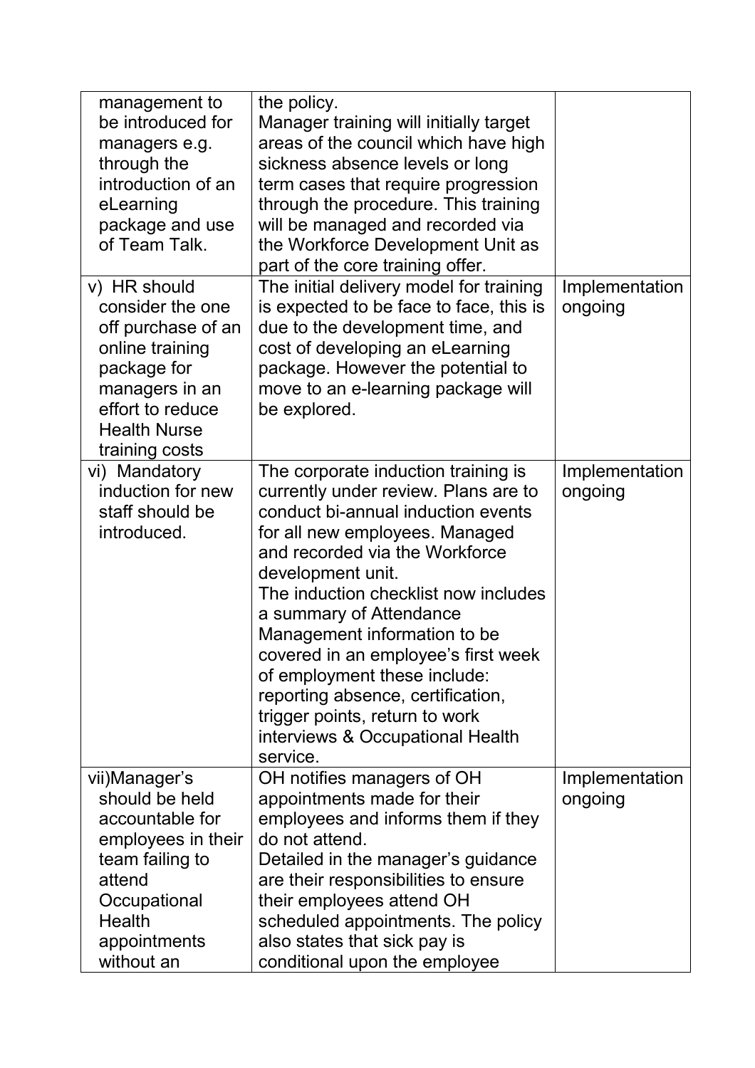| | | |
|---|---|---|
| management to be introduced for managers e.g. through the introduction of an eLearning package and use of Team Talk. | the policy.<br>Manager training will initially target areas of the council which have high sickness absence levels or long term cases that require progression through the procedure. This training will be managed and recorded via the Workforce Development Unit as part of the core training offer. | |
| v) HR should consider the one off purchase of an online training package for managers in an effort to reduce Health Nurse training costs | The initial delivery model for training is expected to be face to face, this is due to the development time, and cost of developing an eLearning package. However the potential to move to an e-learning package will be explored. | Implementation ongoing |
| vi) Mandatory induction for new staff should be introduced. | The corporate induction training is currently under review. Plans are to conduct bi-annual induction events for all new employees. Managed and recorded via the Workforce development unit.<br>The induction checklist now includes a summary of Attendance Management information to be covered in an employee's first week of employment these include: reporting absence, certification, trigger points, return to work interviews & Occupational Health service. | Implementation ongoing |
| vii)Manager's should be held accountable for employees in their team failing to attend Occupational Health appointments without an | OH notifies managers of OH appointments made for their employees and informs them if they do not attend.<br>Detailed in the manager's guidance are their responsibilities to ensure their employees attend OH scheduled appointments. The policy also states that sick pay is conditional upon the employee | Implementation ongoing |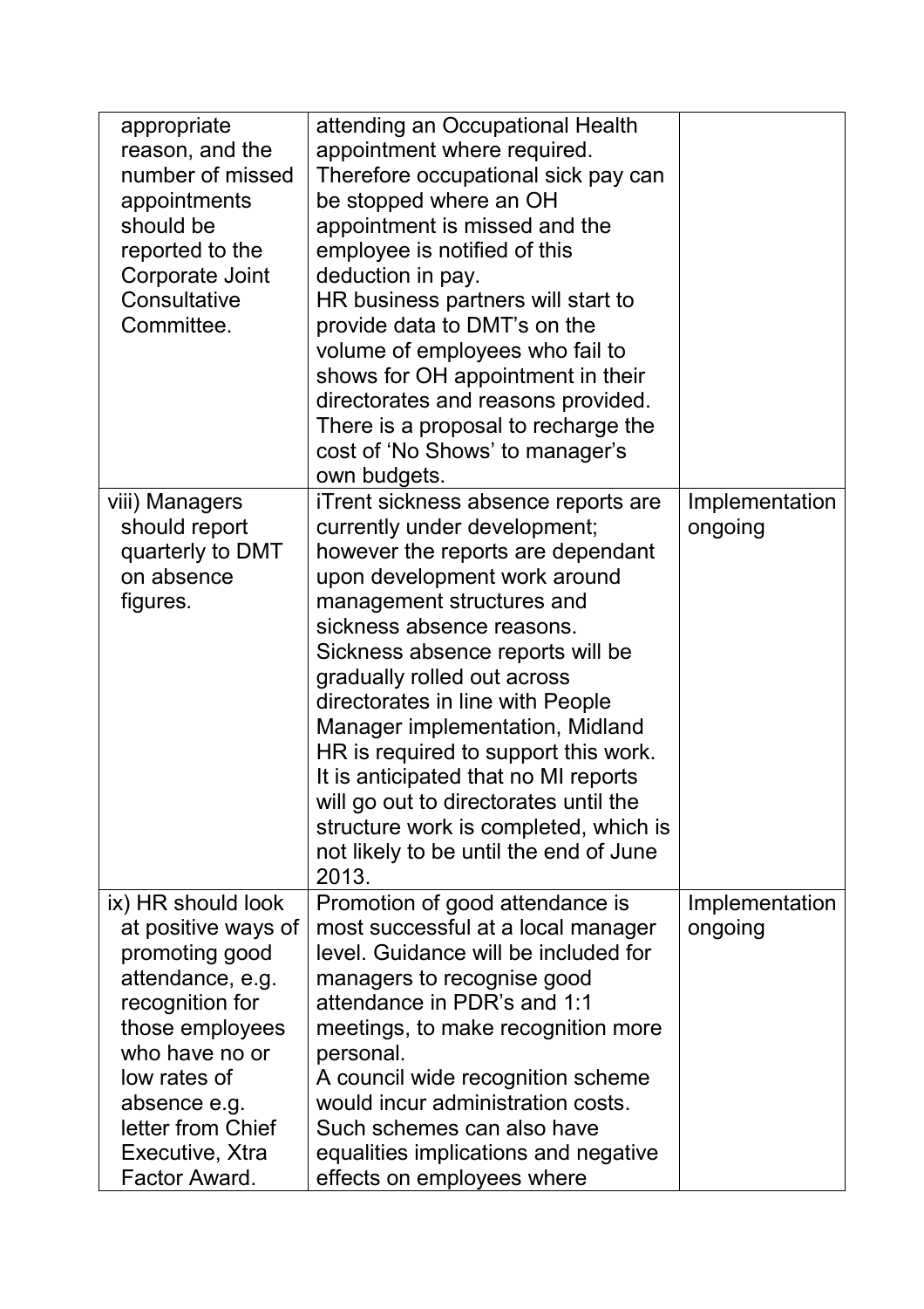| | | |
|---|---|---|
| appropriate reason, and the number of missed appointments should be reported to the Corporate Joint Consultative Committee. | attending an Occupational Health appointment where required. Therefore occupational sick pay can be stopped where an OH appointment is missed and the employee is notified of this deduction in pay.<br>HR business partners will start to provide data to DMT's on the volume of employees who fail to shows for OH appointment in their directorates and reasons provided. There is a proposal to recharge the cost of 'No Shows' to manager's own budgets. | |
| viii) Managers should report quarterly to DMT on absence figures. | iTrent sickness absence reports are currently under development; however the reports are dependant upon development work around management structures and sickness absence reasons. Sickness absence reports will be gradually rolled out across directorates in line with People Manager implementation, Midland HR is required to support this work. It is anticipated that no MI reports will go out to directorates until the structure work is completed, which is not likely to be until the end of June 2013. | Implementation ongoing |
| ix) HR should look at positive ways of promoting good attendance, e.g. recognition for those employees who have no or low rates of absence e.g. letter from Chief Executive, Xtra Factor Award. | Promotion of good attendance is most successful at a local manager level. Guidance will be included for managers to recognise good attendance in PDR's and 1:1 meetings, to make recognition more personal.<br>A council wide recognition scheme would incur administration costs. Such schemes can also have equalities implications and negative effects on employees where | Implementation ongoing |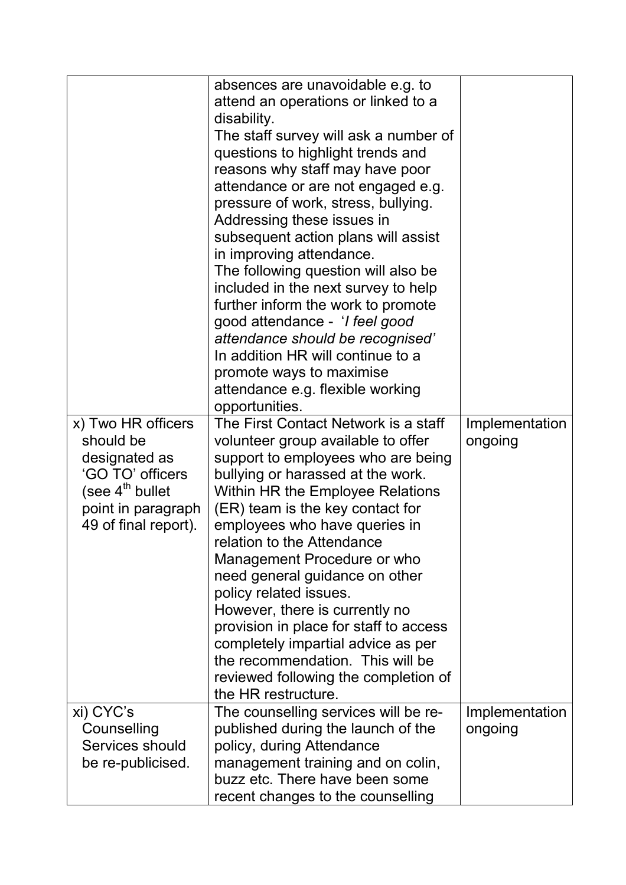| | | |
|---|---|---|
| | absences are unavoidable e.g. to attend an operations or linked to a disability.<br>The staff survey will ask a number of questions to highlight trends and reasons why staff may have poor attendance or are not engaged e.g. pressure of work, stress, bullying. Addressing these issues in subsequent action plans will assist in improving attendance.<br>The following question will also be included in the next survey to help further inform the work to promote good attendance - '*I feel good attendance should be recognised'*<br>In addition HR will continue to a promote ways to maximise attendance e.g. flexible working opportunities. | |
| x) Two HR officers should be designated as 'GO TO' officers (see 4th bullet point in paragraph 49 of final report). | The First Contact Network is a staff volunteer group available to offer support to employees who are being bullying or harassed at the work. Within HR the Employee Relations (ER) team is the key contact for employees who have queries in relation to the Attendance Management Procedure or who need general guidance on other policy related issues.<br>However, there is currently no provision in place for staff to access completely impartial advice as per the recommendation. This will be reviewed following the completion of the HR restructure. | Implementation ongoing |
| xi) CYC's Counselling Services should be re-publicised. | The counselling services will be re-published during the launch of the policy, during Attendance management training and on colin, buzz etc. There have been some recent changes to the counselling | Implementation ongoing |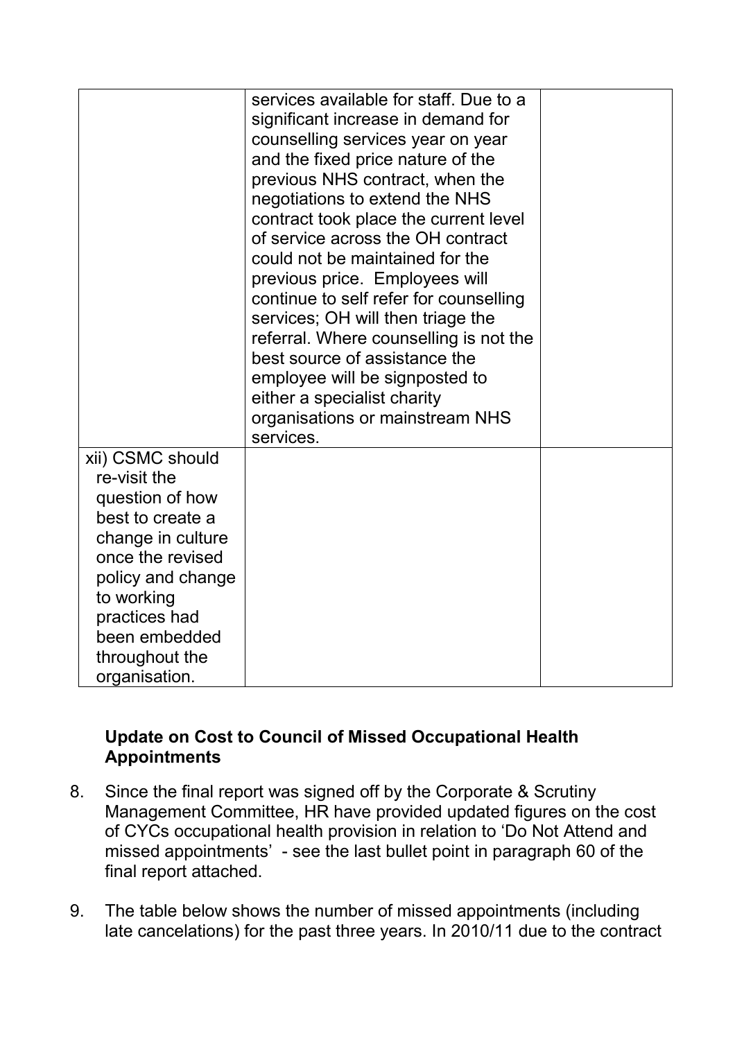| | | |
|---|---|---|
| | services available for staff. Due to a significant increase in demand for counselling services year on year and the fixed price nature of the previous NHS contract, when the negotiations to extend the NHS contract took place the current level of service across the OH contract could not be maintained for the previous price. Employees will continue to self refer for counselling services; OH will then triage the referral. Where counselling is not the best source of assistance the employee will be signposted to either a specialist charity organisations or mainstream NHS services. | |
| xii) CSMC should re-visit the question of how best to create a change in culture once the revised policy and change to working practices had been embedded throughout the organisation. | | |

**Update on Cost to Council of Missed Occupational Health Appointments**

8. Since the final report was signed off by the Corporate & Scrutiny Management Committee, HR have provided updated figures on the cost of CYCs occupational health provision in relation to 'Do Not Attend and missed appointments' - see the last bullet point in paragraph 60 of the final report attached.

9. The table below shows the number of missed appointments (including late cancelations) for the past three years. In 2010/11 due to the contract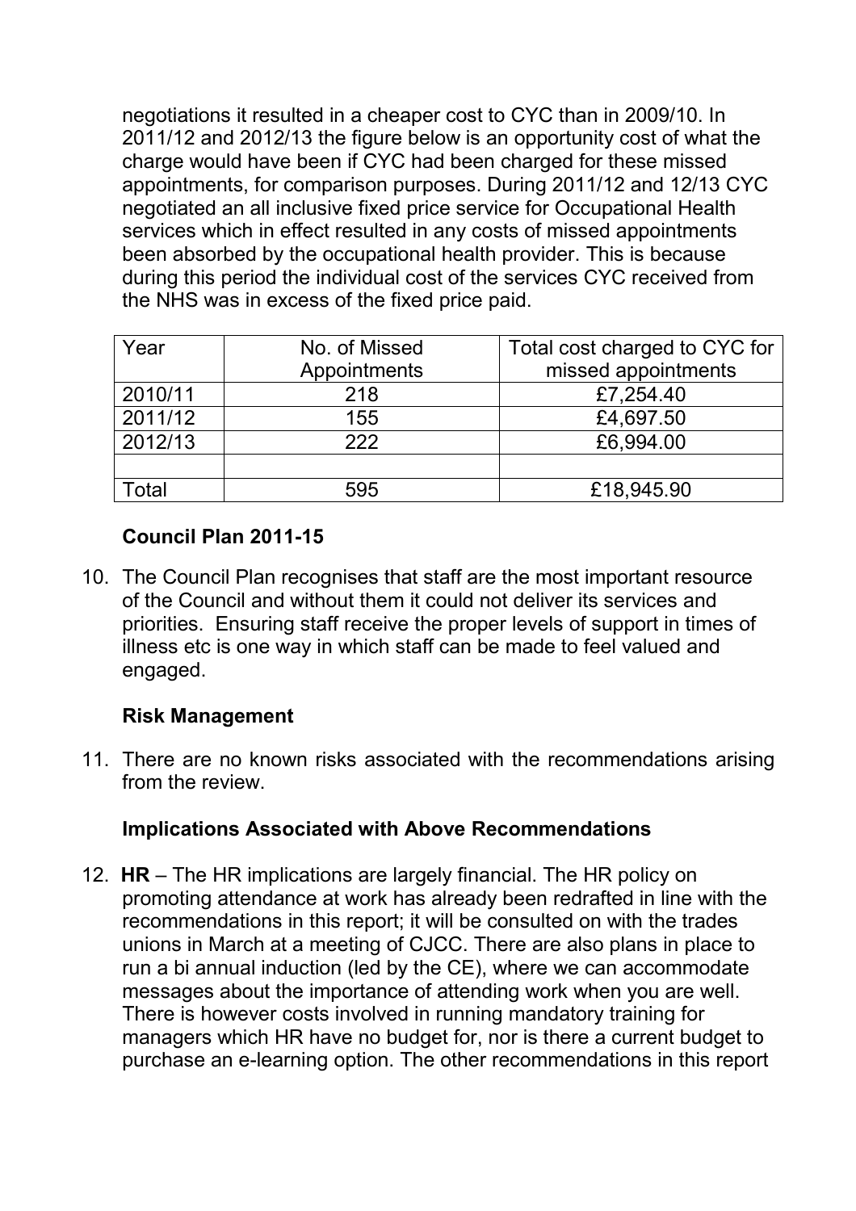negotiations it resulted in a cheaper cost to CYC than in 2009/10. In 2011/12 and 2012/13 the figure below is an opportunity cost of what the charge would have been if CYC had been charged for these missed appointments, for comparison purposes. During 2011/12 and 12/13 CYC negotiated an all inclusive fixed price service for Occupational Health services which in effect resulted in any costs of missed appointments been absorbed by the occupational health provider. This is because during this period the individual cost of the services CYC received from the NHS was in excess of the fixed price paid.

| Year | No. of Missed Appointments | Total cost charged to CYC for missed appointments |
|---|---|---|
| 2010/11 | 218 | £7,254.40 |
| 2011/12 | 155 | £4,697.50 |
| 2012/13 | 222 | £6,994.00 |
| | | |
| Total | 595 | £18,945.90 |

**Council Plan 2011-15**

10. The Council Plan recognises that staff are the most important resource of the Council and without them it could not deliver its services and priorities. Ensuring staff receive the proper levels of support in times of illness etc is one way in which staff can be made to feel valued and engaged.

**Risk Management**

11. There are no known risks associated with the recommendations arising from the review.

**Implications Associated with Above Recommendations**

12. **HR** – The HR implications are largely financial. The HR policy on promoting attendance at work has already been redrafted in line with the recommendations in this report; it will be consulted on with the trades unions in March at a meeting of CJCC. There are also plans in place to run a bi annual induction (led by the CE), where we can accommodate messages about the importance of attending work when you are well. There is however costs involved in running mandatory training for managers which HR have no budget for, nor is there a current budget to purchase an e-learning option. The other recommendations in this report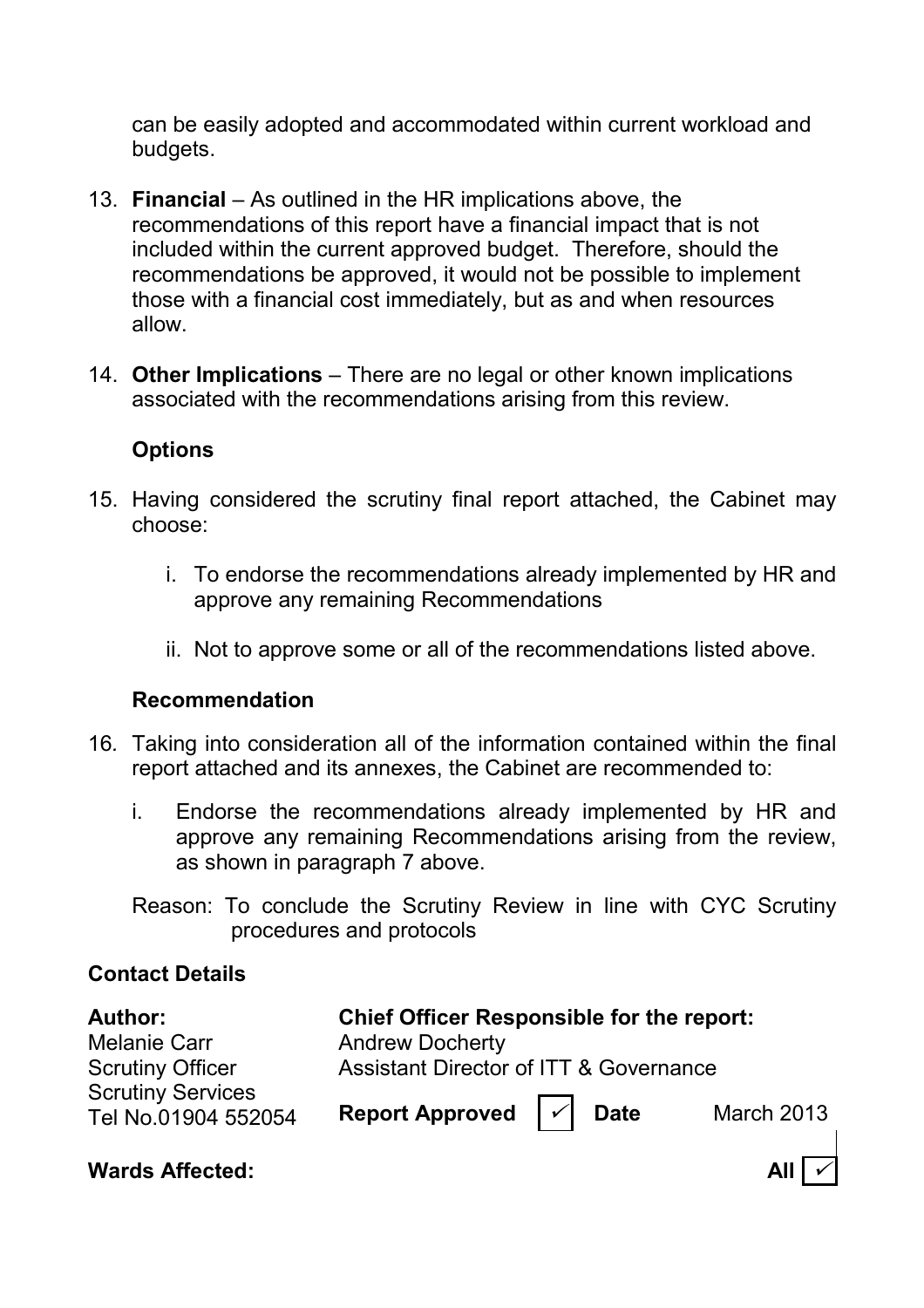can be easily adopted and accommodated within current workload and budgets.

13. **Financial** – As outlined in the HR implications above, the recommendations of this report have a financial impact that is not included within the current approved budget. Therefore, should the recommendations be approved, it would not be possible to implement those with a financial cost immediately, but as and when resources allow.

14. **Other Implications** – There are no legal or other known implications associated with the recommendations arising from this review.

### Options

15. Having considered the scrutiny final report attached, the Cabinet may choose:

    i. To endorse the recommendations already implemented by HR and approve any remaining Recommendations

    ii. Not to approve some or all of the recommendations listed above.

### Recommendation

16. Taking into consideration all of the information contained within the final report attached and its annexes, the Cabinet are recommended to:

    i. Endorse the recommendations already implemented by HR and approve any remaining Recommendations arising from the review, as shown in paragraph 7 above.

    Reason: To conclude the Scrutiny Review in line with CYC Scrutiny procedures and protocols

### Contact Details

| **Author:** | **Chief Officer Responsible for the report:** | | | |
|---|---|---|---|---|
| Melanie Carr | Andrew Docherty | | | |
| Scrutiny Officer | Assistant Director of ITT & Governance | | | |
| Scrutiny Services | | | | |
| Tel No.01904 552054 | **Report Approved** | ✓ | **Date** | March 2013 |

**Wards Affected:** **All** ✓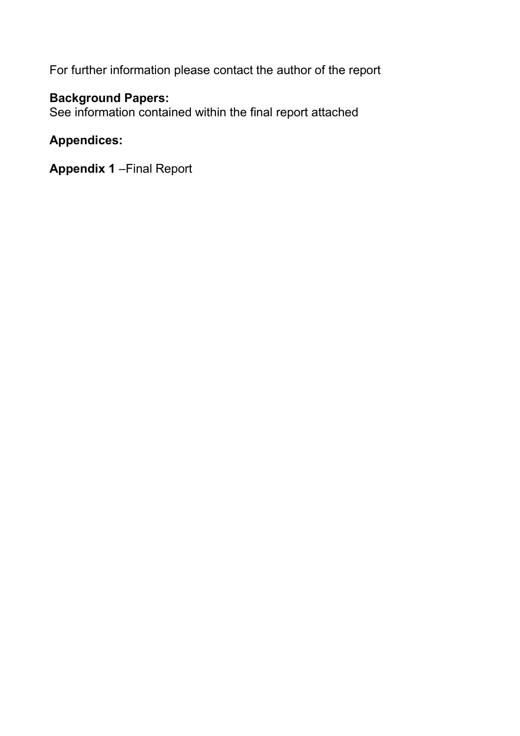For further information please contact the author of the report

**Background Papers:**
See information contained within the final report attached

**Appendices:**

**Appendix 1** –Final Report